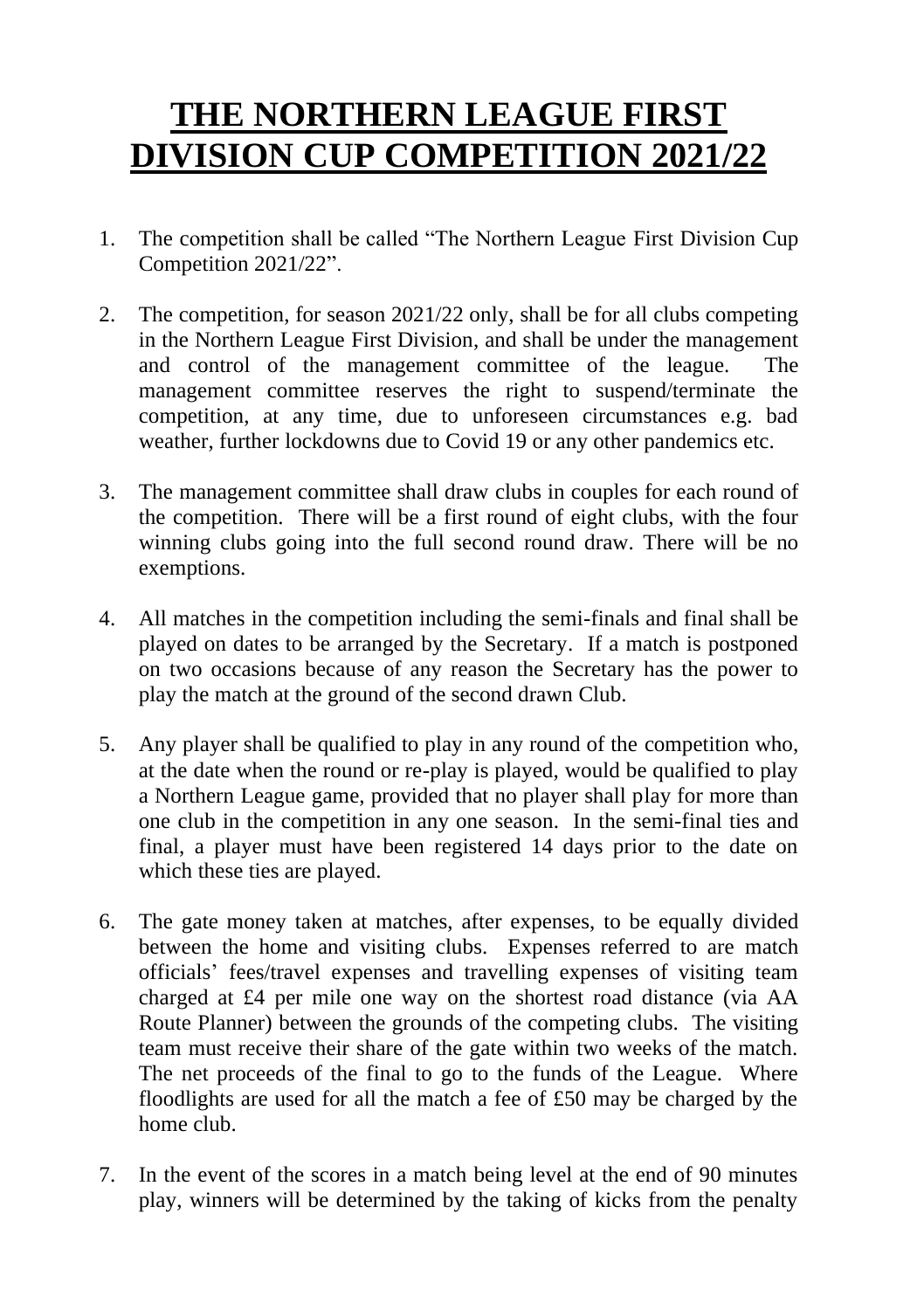# THE NORTHERN LEAGUE FIRST DIVISION CUP COMPETITION 2021/22

1. The competition shall be called "The Northern League First Division Cup Competition 2021/22".

2. The competition, for season 2021/22 only, shall be for all clubs competing in the Northern League First Division, and shall be under the management and control of the management committee of the league. The management committee reserves the right to suspend/terminate the competition, at any time, due to unforeseen circumstances e.g. bad weather, further lockdowns due to Covid 19 or any other pandemics etc.

3. The management committee shall draw clubs in couples for each round of the competition. There will be a first round of eight clubs, with the four winning clubs going into the full second round draw. There will be no exemptions.

4. All matches in the competition including the semi-finals and final shall be played on dates to be arranged by the Secretary. If a match is postponed on two occasions because of any reason the Secretary has the power to play the match at the ground of the second drawn Club.

5. Any player shall be qualified to play in any round of the competition who, at the date when the round or re-play is played, would be qualified to play a Northern League game, provided that no player shall play for more than one club in the competition in any one season. In the semi-final ties and final, a player must have been registered 14 days prior to the date on which these ties are played.

6. The gate money taken at matches, after expenses, to be equally divided between the home and visiting clubs. Expenses referred to are match officials' fees/travel expenses and travelling expenses of visiting team charged at £4 per mile one way on the shortest road distance (via AA Route Planner) between the grounds of the competing clubs. The visiting team must receive their share of the gate within two weeks of the match. The net proceeds of the final to go to the funds of the League. Where floodlights are used for all the match a fee of £50 may be charged by the home club.

7. In the event of the scores in a match being level at the end of 90 minutes play, winners will be determined by the taking of kicks from the penalty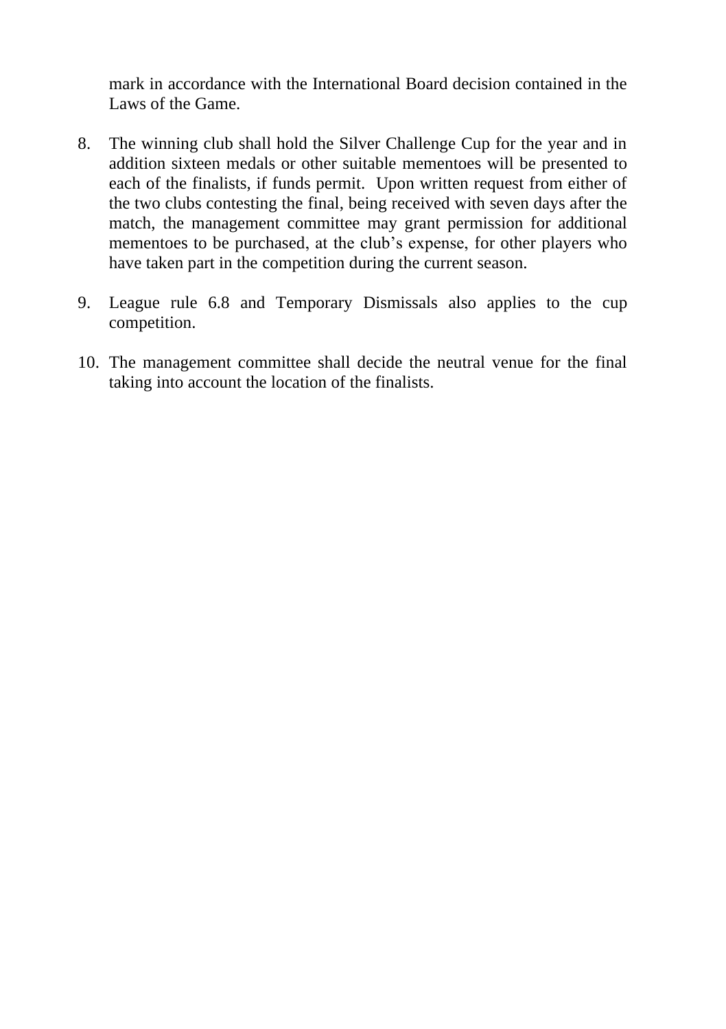mark in accordance with the International Board decision contained in the Laws of the Game.

8. The winning club shall hold the Silver Challenge Cup for the year and in addition sixteen medals or other suitable mementoes will be presented to each of the finalists, if funds permit. Upon written request from either of the two clubs contesting the final, being received with seven days after the match, the management committee may grant permission for additional mementoes to be purchased, at the club's expense, for other players who have taken part in the competition during the current season.

9. League rule 6.8 and Temporary Dismissals also applies to the cup competition.

10. The management committee shall decide the neutral venue for the final taking into account the location of the finalists.